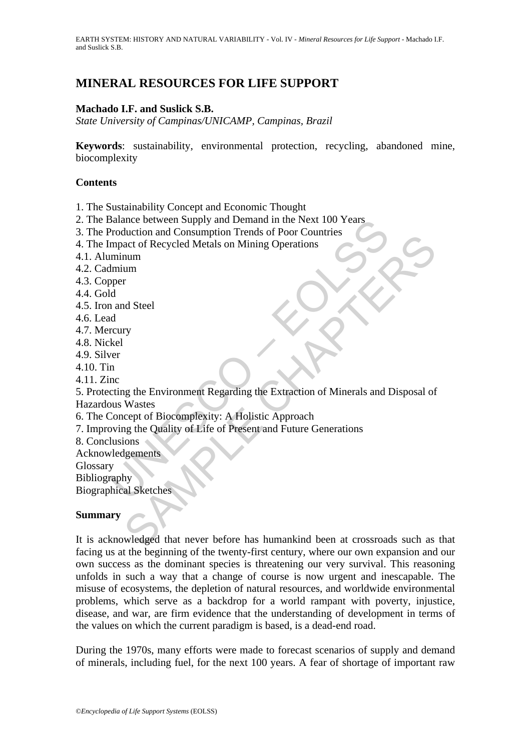# MINERAL RESOURCES FOR LIFE SUPPORT

**Machado I.F. and Suslick S.B.**

*State University of Campinas/UNICAMP, Campinas, Brazil*

**Keywords**: sustainability, environmental protection, recycling, abandoned mine, biocomplexity

## Contents

1. The Sustainability Concept and Economic Thought
2. The Balance between Supply and Demand in the Next 100 Years
3. The Production and Consumption Trends of Poor Countries
4. The Impact of Recycled Metals on Mining Operations
4.1. Aluminum
4.2. Cadmium
4.3. Copper
4.4. Gold
4.5. Iron and Steel
4.6. Lead
4.7. Mercury
4.8. Nickel
4.9. Silver
4.10. Tin
4.11. Zinc
5. Protecting the Environment Regarding the Extraction of Minerals and Disposal of Hazardous Wastes
6. The Concept of Biocomplexity: A Holistic Approach
7. Improving the Quality of Life of Present and Future Generations
8. Conclusions

Acknowledgements
Glossary
Bibliography
Biographical Sketches

## Summary

It is acknowledged that never before has humankind been at crossroads such as that facing us at the beginning of the twenty-first century, where our own expansion and our own success as the dominant species is threatening our very survival. This reasoning unfolds in such a way that a change of course is now urgent and inescapable. The misuse of ecosystems, the depletion of natural resources, and worldwide environmental problems, which serve as a backdrop for a world rampant with poverty, injustice, disease, and war, are firm evidence that the understanding of development in terms of the values on which the current paradigm is based, is a dead-end road.

During the 1970s, many efforts were made to forecast scenarios of supply and demand of minerals, including fuel, for the next 100 years. A fear of shortage of important raw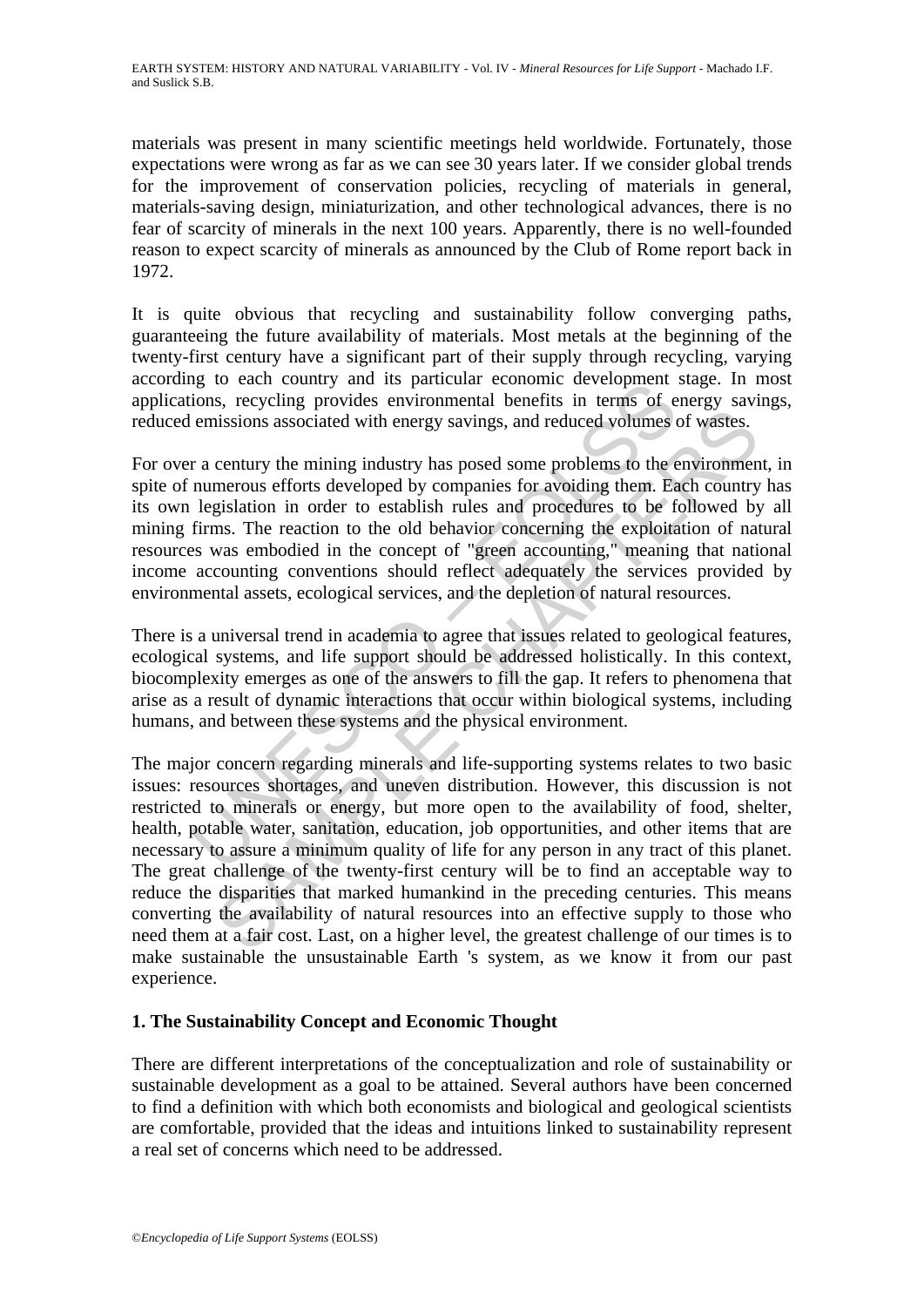materials was present in many scientific meetings held worldwide. Fortunately, those expectations were wrong as far as we can see 30 years later. If we consider global trends for the improvement of conservation policies, recycling of materials in general, materials-saving design, miniaturization, and other technological advances, there is no fear of scarcity of minerals in the next 100 years. Apparently, there is no well-founded reason to expect scarcity of minerals as announced by the Club of Rome report back in 1972.

It is quite obvious that recycling and sustainability follow converging paths, guaranteeing the future availability of materials. Most metals at the beginning of the twenty-first century have a significant part of their supply through recycling, varying according to each country and its particular economic development stage. In most applications, recycling provides environmental benefits in terms of energy savings, reduced emissions associated with energy savings, and reduced volumes of wastes.

For over a century the mining industry has posed some problems to the environment, in spite of numerous efforts developed by companies for avoiding them. Each country has its own legislation in order to establish rules and procedures to be followed by all mining firms. The reaction to the old behavior concerning the exploitation of natural resources was embodied in the concept of "green accounting," meaning that national income accounting conventions should reflect adequately the services provided by environmental assets, ecological services, and the depletion of natural resources.

There is a universal trend in academia to agree that issues related to geological features, ecological systems, and life support should be addressed holistically. In this context, biocomplexity emerges as one of the answers to fill the gap. It refers to phenomena that arise as a result of dynamic interactions that occur within biological systems, including humans, and between these systems and the physical environment.

The major concern regarding minerals and life-supporting systems relates to two basic issues: resources shortages, and uneven distribution. However, this discussion is not restricted to minerals or energy, but more open to the availability of food, shelter, health, potable water, sanitation, education, job opportunities, and other items that are necessary to assure a minimum quality of life for any person in any tract of this planet. The great challenge of the twenty-first century will be to find an acceptable way to reduce the disparities that marked humankind in the preceding centuries. This means converting the availability of natural resources into an effective supply to those who need them at a fair cost. Last, on a higher level, the greatest challenge of our times is to make sustainable the unsustainable Earth 's system, as we know it from our past experience.

## 1. The Sustainability Concept and Economic Thought

There are different interpretations of the conceptualization and role of sustainability or sustainable development as a goal to be attained. Several authors have been concerned to find a definition with which both economists and biological and geological scientists are comfortable, provided that the ideas and intuitions linked to sustainability represent a real set of concerns which need to be addressed.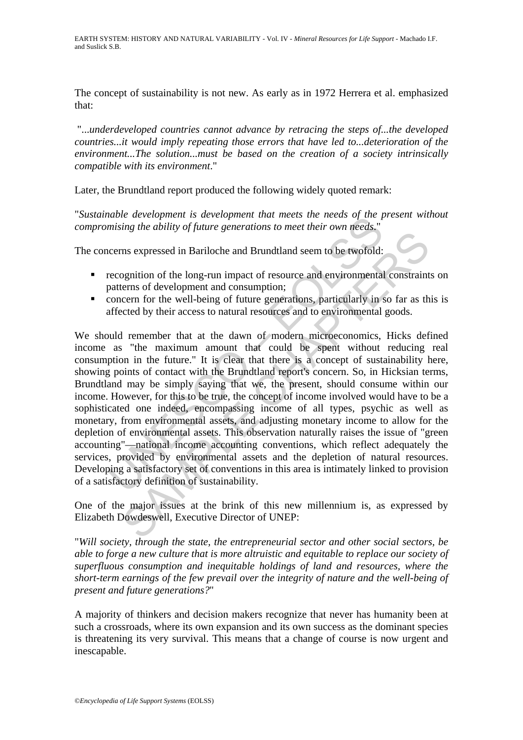The concept of sustainability is not new. As early as in 1972 Herrera et al. emphasized that:

"...*underdeveloped countries cannot advance by retracing the steps of...the developed countries...it would imply repeating those errors that have led to...deterioration of the environment...The solution...must be based on the creation of a society intrinsically compatible with its environment*."

Later, the Brundtland report produced the following widely quoted remark:

"*Sustainable development is development that meets the needs of the present without compromising the ability of future generations to meet their own needs*."

The concerns expressed in Bariloche and Brundtland seem to be twofold:

- recognition of the long-run impact of resource and environmental constraints on patterns of development and consumption;
- concern for the well-being of future generations, particularly in so far as this is affected by their access to natural resources and to environmental goods.

We should remember that at the dawn of modern microeconomics, Hicks defined income as "the maximum amount that could be spent without reducing real consumption in the future." It is clear that there is a concept of sustainability here, showing points of contact with the Brundtland report's concern. So, in Hicksian terms, Brundtland may be simply saying that we, the present, should consume within our income. However, for this to be true, the concept of income involved would have to be a sophisticated one indeed, encompassing income of all types, psychic as well as monetary, from environmental assets, and adjusting monetary income to allow for the depletion of environmental assets. This observation naturally raises the issue of "green accounting"—national income accounting conventions, which reflect adequately the services, provided by environmental assets and the depletion of natural resources. Developing a satisfactory set of conventions in this area is intimately linked to provision of a satisfactory definition of sustainability.

One of the major issues at the brink of this new millennium is, as expressed by Elizabeth Dowdeswell, Executive Director of UNEP:

"*Will society, through the state, the entrepreneurial sector and other social sectors, be able to forge a new culture that is more altruistic and equitable to replace our society of superfluous consumption and inequitable holdings of land and resources, where the short-term earnings of the few prevail over the integrity of nature and the well-being of present and future generations?*"

A majority of thinkers and decision makers recognize that never has humanity been at such a crossroads, where its own expansion and its own success as the dominant species is threatening its very survival. This means that a change of course is now urgent and inescapable.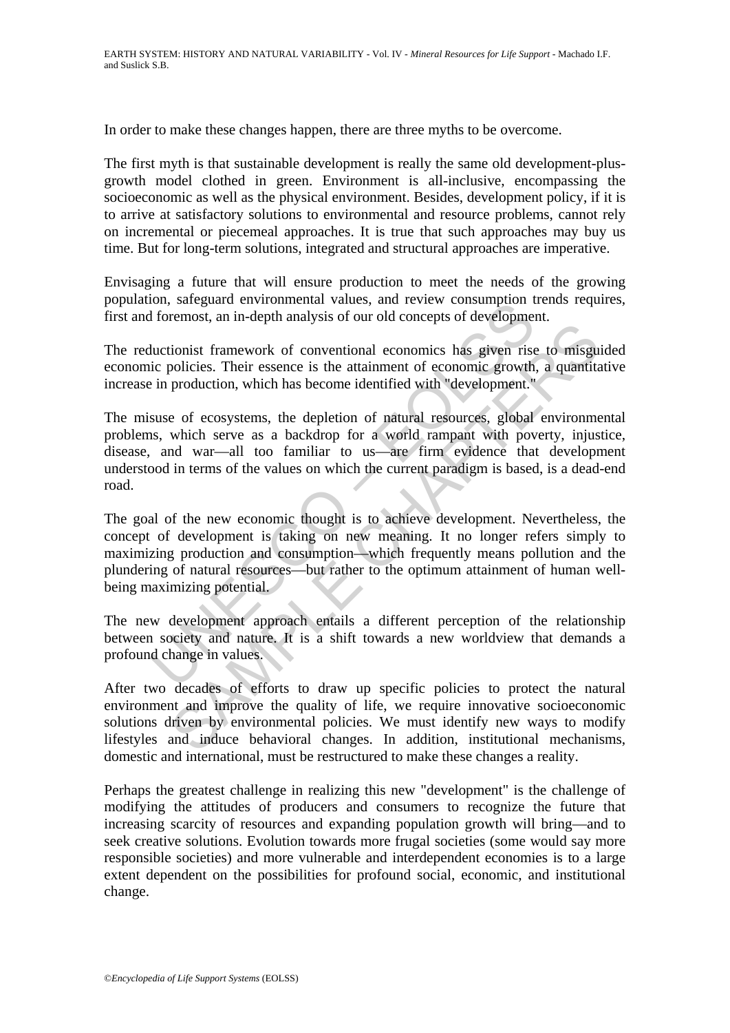In order to make these changes happen, there are three myths to be overcome.

The first myth is that sustainable development is really the same old development-plus-growth model clothed in green. Environment is all-inclusive, encompassing the socioeconomic as well as the physical environment. Besides, development policy, if it is to arrive at satisfactory solutions to environmental and resource problems, cannot rely on incremental or piecemeal approaches. It is true that such approaches may buy us time. But for long-term solutions, integrated and structural approaches are imperative.

Envisaging a future that will ensure production to meet the needs of the growing population, safeguard environmental values, and review consumption trends requires, first and foremost, an in-depth analysis of our old concepts of development.

The reductionist framework of conventional economics has given rise to misguided economic policies. Their essence is the attainment of economic growth, a quantitative increase in production, which has become identified with "development."

The misuse of ecosystems, the depletion of natural resources, global environmental problems, which serve as a backdrop for a world rampant with poverty, injustice, disease, and war—all too familiar to us—are firm evidence that development understood in terms of the values on which the current paradigm is based, is a dead-end road.

The goal of the new economic thought is to achieve development. Nevertheless, the concept of development is taking on new meaning. It no longer refers simply to maximizing production and consumption—which frequently means pollution and the plundering of natural resources—but rather to the optimum attainment of human well-being maximizing potential.

The new development approach entails a different perception of the relationship between society and nature. It is a shift towards a new worldview that demands a profound change in values.

After two decades of efforts to draw up specific policies to protect the natural environment and improve the quality of life, we require innovative socioeconomic solutions driven by environmental policies. We must identify new ways to modify lifestyles and induce behavioral changes. In addition, institutional mechanisms, domestic and international, must be restructured to make these changes a reality.

Perhaps the greatest challenge in realizing this new "development" is the challenge of modifying the attitudes of producers and consumers to recognize the future that increasing scarcity of resources and expanding population growth will bring—and to seek creative solutions. Evolution towards more frugal societies (some would say more responsible societies) and more vulnerable and interdependent economies is to a large extent dependent on the possibilities for profound social, economic, and institutional change.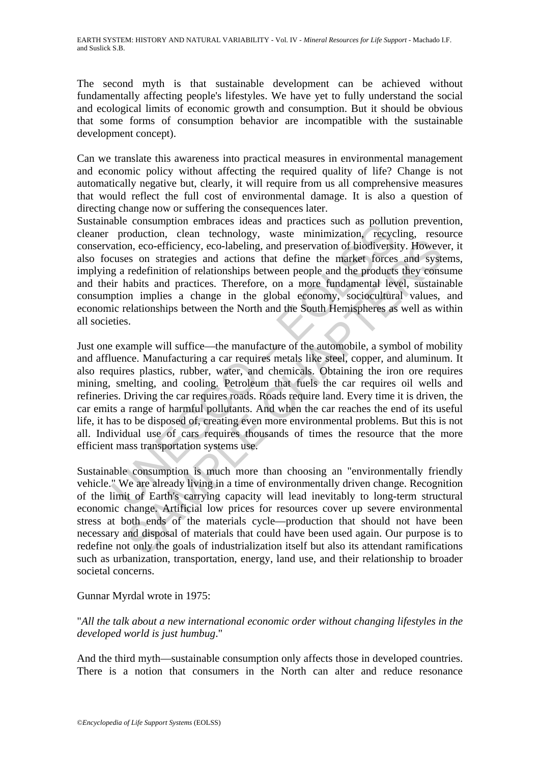The second myth is that sustainable development can be achieved without fundamentally affecting people's lifestyles. We have yet to fully understand the social and ecological limits of economic growth and consumption. But it should be obvious that some forms of consumption behavior are incompatible with the sustainable development concept).

Can we translate this awareness into practical measures in environmental management and economic policy without affecting the required quality of life? Change is not automatically negative but, clearly, it will require from us all comprehensive measures that would reflect the full cost of environmental damage. It is also a question of directing change now or suffering the consequences later.
Sustainable consumption embraces ideas and practices such as pollution prevention, cleaner production, clean technology, waste minimization, recycling, resource conservation, eco-efficiency, eco-labeling, and preservation of biodiversity. However, it also focuses on strategies and actions that define the market forces and systems, implying a redefinition of relationships between people and the products they consume and their habits and practices. Therefore, on a more fundamental level, sustainable consumption implies a change in the global economy, sociocultural values, and economic relationships between the North and the South Hemispheres as well as within all societies.

Just one example will suffice—the manufacture of the automobile, a symbol of mobility and affluence. Manufacturing a car requires metals like steel, copper, and aluminum. It also requires plastics, rubber, water, and chemicals. Obtaining the iron ore requires mining, smelting, and cooling. Petroleum that fuels the car requires oil wells and refineries. Driving the car requires roads. Roads require land. Every time it is driven, the car emits a range of harmful pollutants. And when the car reaches the end of its useful life, it has to be disposed of, creating even more environmental problems. But this is not all. Individual use of cars requires thousands of times the resource that the more efficient mass transportation systems use.

Sustainable consumption is much more than choosing an "environmentally friendly vehicle." We are already living in a time of environmentally driven change. Recognition of the limit of Earth's carrying capacity will lead inevitably to long-term structural economic change. Artificial low prices for resources cover up severe environmental stress at both ends of the materials cycle—production that should not have been necessary and disposal of materials that could have been used again. Our purpose is to redefine not only the goals of industrialization itself but also its attendant ramifications such as urbanization, transportation, energy, land use, and their relationship to broader societal concerns.

Gunnar Myrdal wrote in 1975:

"*All the talk about a new international economic order without changing lifestyles in the developed world is just humbug*."

And the third myth—sustainable consumption only affects those in developed countries. There is a notion that consumers in the North can alter and reduce resonance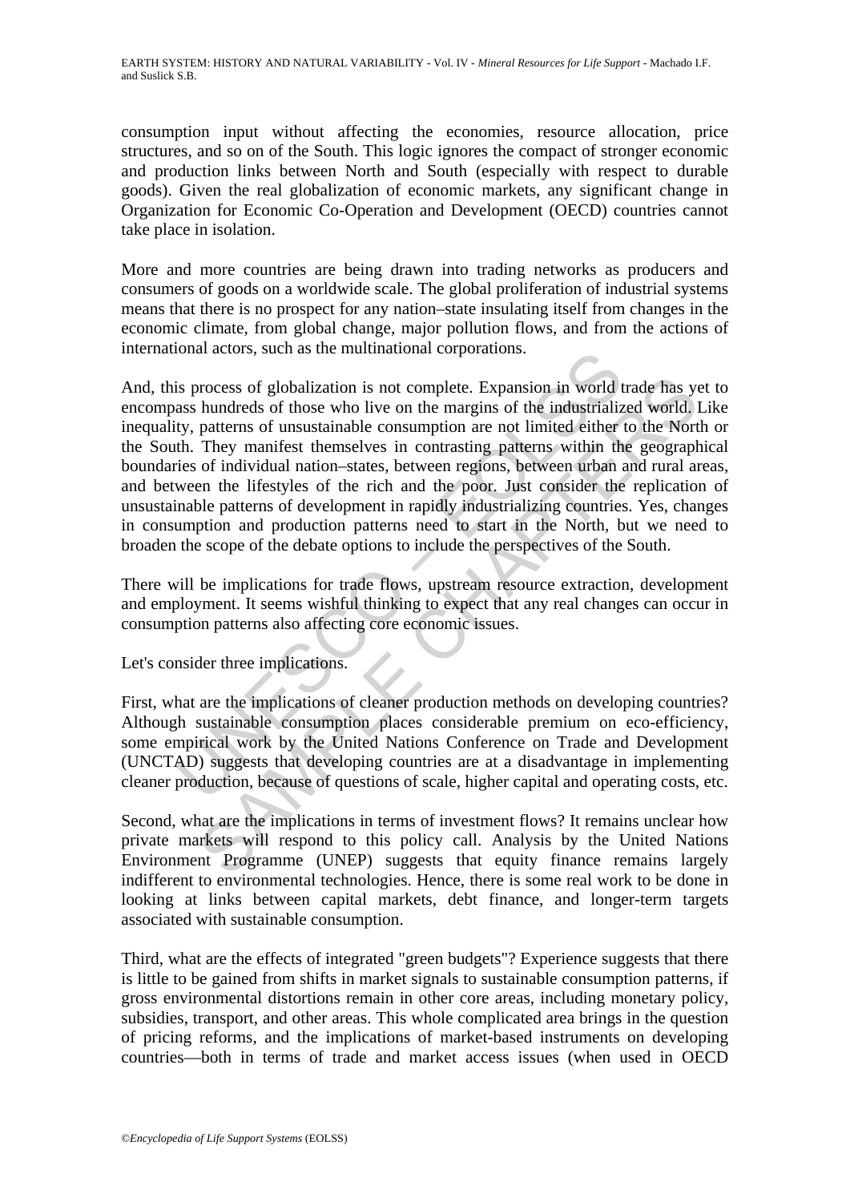consumption input without affecting the economies, resource allocation, price structures, and so on of the South. This logic ignores the compact of stronger economic and production links between North and South (especially with respect to durable goods). Given the real globalization of economic markets, any significant change in Organization for Economic Co-Operation and Development (OECD) countries cannot take place in isolation.

More and more countries are being drawn into trading networks as producers and consumers of goods on a worldwide scale. The global proliferation of industrial systems means that there is no prospect for any nation–state insulating itself from changes in the economic climate, from global change, major pollution flows, and from the actions of international actors, such as the multinational corporations.

And, this process of globalization is not complete. Expansion in world trade has yet to encompass hundreds of those who live on the margins of the industrialized world. Like inequality, patterns of unsustainable consumption are not limited either to the North or the South. They manifest themselves in contrasting patterns within the geographical boundaries of individual nation–states, between regions, between urban and rural areas, and between the lifestyles of the rich and the poor. Just consider the replication of unsustainable patterns of development in rapidly industrializing countries. Yes, changes in consumption and production patterns need to start in the North, but we need to broaden the scope of the debate options to include the perspectives of the South.

There will be implications for trade flows, upstream resource extraction, development and employment. It seems wishful thinking to expect that any real changes can occur in consumption patterns also affecting core economic issues.

Let's consider three implications.

First, what are the implications of cleaner production methods on developing countries? Although sustainable consumption places considerable premium on eco-efficiency, some empirical work by the United Nations Conference on Trade and Development (UNCTAD) suggests that developing countries are at a disadvantage in implementing cleaner production, because of questions of scale, higher capital and operating costs, etc.

Second, what are the implications in terms of investment flows? It remains unclear how private markets will respond to this policy call. Analysis by the United Nations Environment Programme (UNEP) suggests that equity finance remains largely indifferent to environmental technologies. Hence, there is some real work to be done in looking at links between capital markets, debt finance, and longer-term targets associated with sustainable consumption.

Third, what are the effects of integrated "green budgets"? Experience suggests that there is little to be gained from shifts in market signals to sustainable consumption patterns, if gross environmental distortions remain in other core areas, including monetary policy, subsidies, transport, and other areas. This whole complicated area brings in the question of pricing reforms, and the implications of market-based instruments on developing countries—both in terms of trade and market access issues (when used in OECD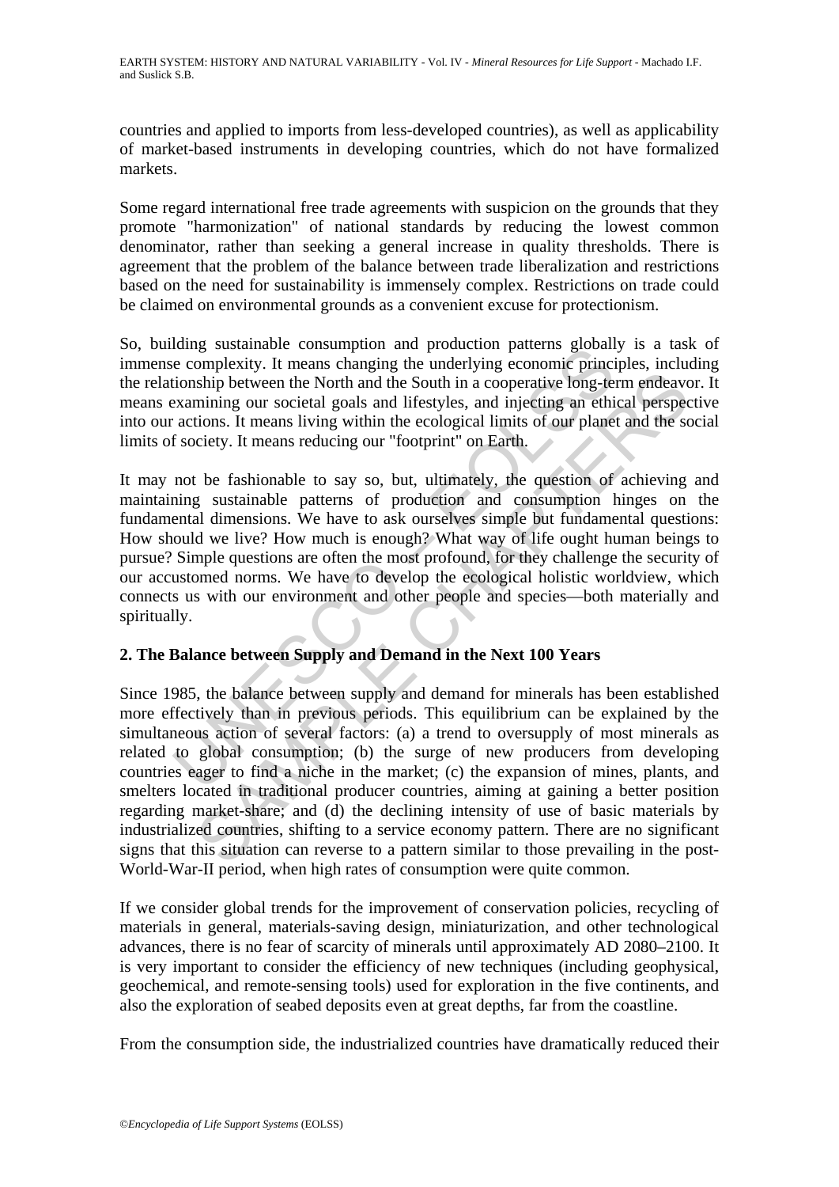countries and applied to imports from less-developed countries), as well as applicability of market-based instruments in developing countries, which do not have formalized markets.

Some regard international free trade agreements with suspicion on the grounds that they promote "harmonization" of national standards by reducing the lowest common denominator, rather than seeking a general increase in quality thresholds. There is agreement that the problem of the balance between trade liberalization and restrictions based on the need for sustainability is immensely complex. Restrictions on trade could be claimed on environmental grounds as a convenient excuse for protectionism.

So, building sustainable consumption and production patterns globally is a task of immense complexity. It means changing the underlying economic principles, including the relationship between the North and the South in a cooperative long-term endeavor. It means examining our societal goals and lifestyles, and injecting an ethical perspective into our actions. It means living within the ecological limits of our planet and the social limits of society. It means reducing our "footprint" on Earth.

It may not be fashionable to say so, but, ultimately, the question of achieving and maintaining sustainable patterns of production and consumption hinges on the fundamental dimensions. We have to ask ourselves simple but fundamental questions: How should we live? How much is enough? What way of life ought human beings to pursue? Simple questions are often the most profound, for they challenge the security of our accustomed norms. We have to develop the ecological holistic worldview, which connects us with our environment and other people and species—both materially and spiritually.

## 2. The Balance between Supply and Demand in the Next 100 Years

Since 1985, the balance between supply and demand for minerals has been established more effectively than in previous periods. This equilibrium can be explained by the simultaneous action of several factors: (a) a trend to oversupply of most minerals as related to global consumption; (b) the surge of new producers from developing countries eager to find a niche in the market; (c) the expansion of mines, plants, and smelters located in traditional producer countries, aiming at gaining a better position regarding market-share; and (d) the declining intensity of use of basic materials by industrialized countries, shifting to a service economy pattern. There are no significant signs that this situation can reverse to a pattern similar to those prevailing in the post-World-War-II period, when high rates of consumption were quite common.

If we consider global trends for the improvement of conservation policies, recycling of materials in general, materials-saving design, miniaturization, and other technological advances, there is no fear of scarcity of minerals until approximately AD 2080–2100. It is very important to consider the efficiency of new techniques (including geophysical, geochemical, and remote-sensing tools) used for exploration in the five continents, and also the exploration of seabed deposits even at great depths, far from the coastline.

From the consumption side, the industrialized countries have dramatically reduced their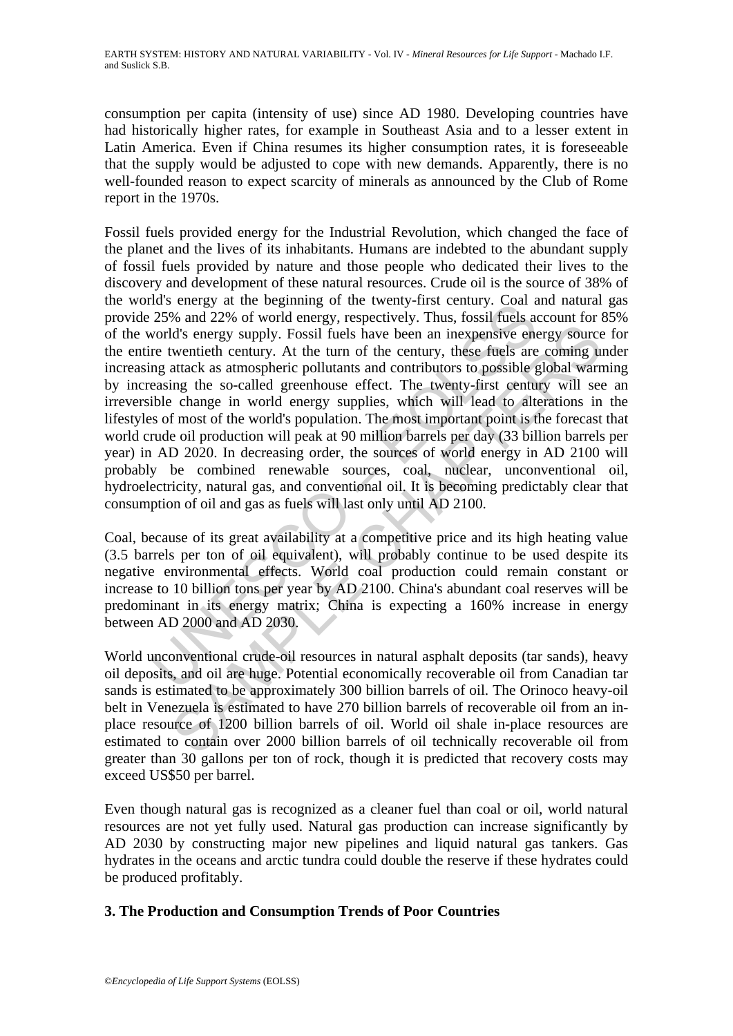consumption per capita (intensity of use) since AD 1980. Developing countries have had historically higher rates, for example in Southeast Asia and to a lesser extent in Latin America. Even if China resumes its higher consumption rates, it is foreseeable that the supply would be adjusted to cope with new demands. Apparently, there is no well-founded reason to expect scarcity of minerals as announced by the Club of Rome report in the 1970s.

Fossil fuels provided energy for the Industrial Revolution, which changed the face of the planet and the lives of its inhabitants. Humans are indebted to the abundant supply of fossil fuels provided by nature and those people who dedicated their lives to the discovery and development of these natural resources. Crude oil is the source of 38% of the world's energy at the beginning of the twenty-first century. Coal and natural gas provide 25% and 22% of world energy, respectively. Thus, fossil fuels account for 85% of the world's energy supply. Fossil fuels have been an inexpensive energy source for the entire twentieth century. At the turn of the century, these fuels are coming under increasing attack as atmospheric pollutants and contributors to possible global warming by increasing the so-called greenhouse effect. The twenty-first century will see an irreversible change in world energy supplies, which will lead to alterations in the lifestyles of most of the world's population. The most important point is the forecast that world crude oil production will peak at 90 million barrels per day (33 billion barrels per year) in AD 2020. In decreasing order, the sources of world energy in AD 2100 will probably be combined renewable sources, coal, nuclear, unconventional oil, hydroelectricity, natural gas, and conventional oil. It is becoming predictably clear that consumption of oil and gas as fuels will last only until AD 2100.

Coal, because of its great availability at a competitive price and its high heating value (3.5 barrels per ton of oil equivalent), will probably continue to be used despite its negative environmental effects. World coal production could remain constant or increase to 10 billion tons per year by AD 2100. China's abundant coal reserves will be predominant in its energy matrix; China is expecting a 160% increase in energy between AD 2000 and AD 2030.

World unconventional crude-oil resources in natural asphalt deposits (tar sands), heavy oil deposits, and oil are huge. Potential economically recoverable oil from Canadian tar sands is estimated to be approximately 300 billion barrels of oil. The Orinoco heavy-oil belt in Venezuela is estimated to have 270 billion barrels of recoverable oil from an in-place resource of 1200 billion barrels of oil. World oil shale in-place resources are estimated to contain over 2000 billion barrels of oil technically recoverable oil from greater than 30 gallons per ton of rock, though it is predicted that recovery costs may exceed US$50 per barrel.

Even though natural gas is recognized as a cleaner fuel than coal or oil, world natural resources are not yet fully used. Natural gas production can increase significantly by AD 2030 by constructing major new pipelines and liquid natural gas tankers. Gas hydrates in the oceans and arctic tundra could double the reserve if these hydrates could be produced profitably.

## 3. The Production and Consumption Trends of Poor Countries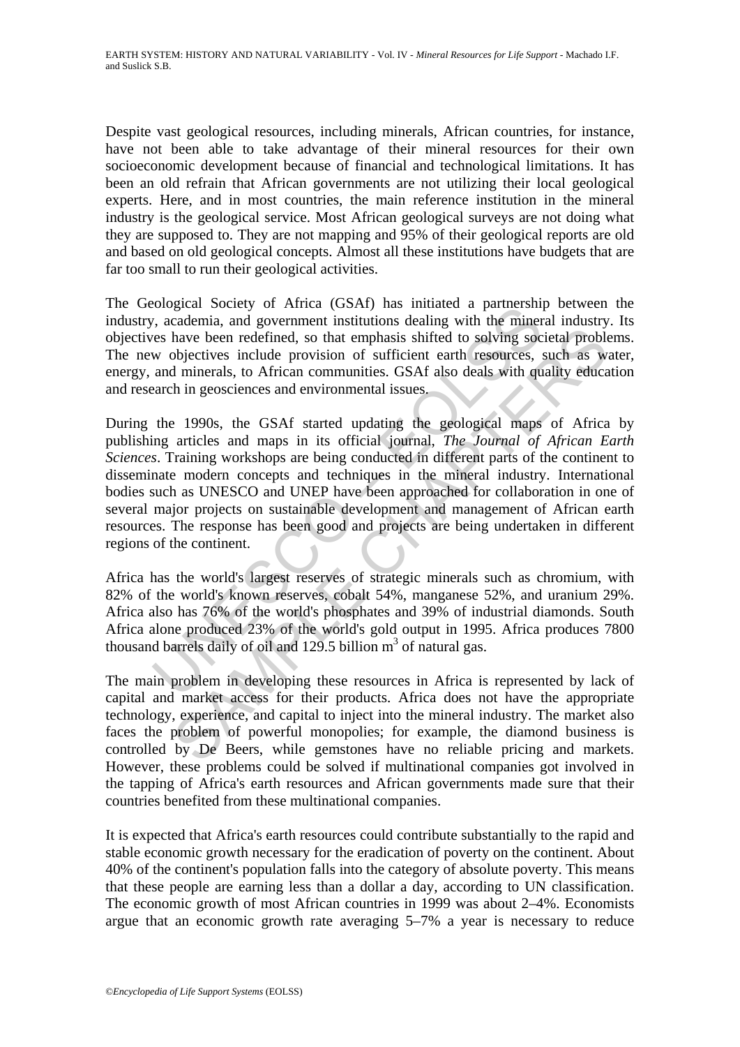Despite vast geological resources, including minerals, African countries, for instance, have not been able to take advantage of their mineral resources for their own socioeconomic development because of financial and technological limitations. It has been an old refrain that African governments are not utilizing their local geological experts. Here, and in most countries, the main reference institution in the mineral industry is the geological service. Most African geological surveys are not doing what they are supposed to. They are not mapping and 95% of their geological reports are old and based on old geological concepts. Almost all these institutions have budgets that are far too small to run their geological activities.

The Geological Society of Africa (GSAf) has initiated a partnership between the industry, academia, and government institutions dealing with the mineral industry. Its objectives have been redefined, so that emphasis shifted to solving societal problems. The new objectives include provision of sufficient earth resources, such as water, energy, and minerals, to African communities. GSAf also deals with quality education and research in geosciences and environmental issues.

During the 1990s, the GSAf started updating the geological maps of Africa by publishing articles and maps in its official journal, *The Journal of African Earth Sciences*. Training workshops are being conducted in different parts of the continent to disseminate modern concepts and techniques in the mineral industry. International bodies such as UNESCO and UNEP have been approached for collaboration in one of several major projects on sustainable development and management of African earth resources. The response has been good and projects are being undertaken in different regions of the continent.

Africa has the world's largest reserves of strategic minerals such as chromium, with 82% of the world's known reserves, cobalt 54%, manganese 52%, and uranium 29%. Africa also has 76% of the world's phosphates and 39% of industrial diamonds. South Africa alone produced 23% of the world's gold output in 1995. Africa produces 7800 thousand barrels daily of oil and 129.5 billion $m^3$ of natural gas.

The main problem in developing these resources in Africa is represented by lack of capital and market access for their products. Africa does not have the appropriate technology, experience, and capital to inject into the mineral industry. The market also faces the problem of powerful monopolies; for example, the diamond business is controlled by De Beers, while gemstones have no reliable pricing and markets. However, these problems could be solved if multinational companies got involved in the tapping of Africa's earth resources and African governments made sure that their countries benefited from these multinational companies.

It is expected that Africa's earth resources could contribute substantially to the rapid and stable economic growth necessary for the eradication of poverty on the continent. About 40% of the continent's population falls into the category of absolute poverty. This means that these people are earning less than a dollar a day, according to UN classification. The economic growth of most African countries in 1999 was about 2–4%. Economists argue that an economic growth rate averaging 5–7% a year is necessary to reduce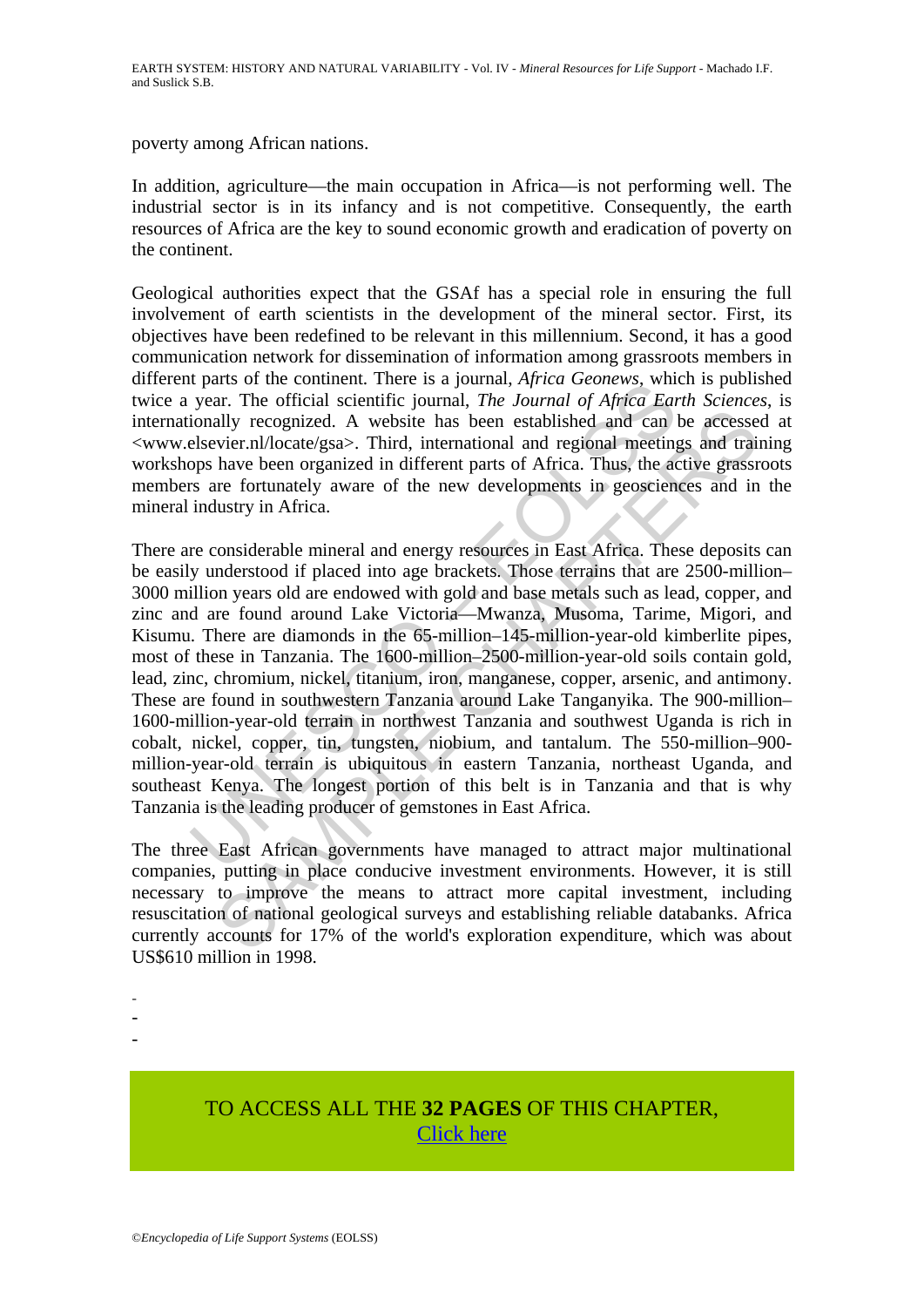poverty among African nations.

In addition, agriculture—the main occupation in Africa—is not performing well. The industrial sector is in its infancy and is not competitive. Consequently, the earth resources of Africa are the key to sound economic growth and eradication of poverty on the continent.

Geological authorities expect that the GSAf has a special role in ensuring the full involvement of earth scientists in the development of the mineral sector. First, its objectives have been redefined to be relevant in this millennium. Second, it has a good communication network for dissemination of information among grassroots members in different parts of the continent. There is a journal, *Africa Geonews*, which is published twice a year. The official scientific journal, *The Journal of Africa Earth Sciences*, is internationally recognized. A website has been established and can be accessed at <www.elsevier.nl/locate/gsa>. Third, international and regional meetings and training workshops have been organized in different parts of Africa. Thus, the active grassroots members are fortunately aware of the new developments in geosciences and in the mineral industry in Africa.

There are considerable mineral and energy resources in East Africa. These deposits can be easily understood if placed into age brackets. Those terrains that are 2500-million–3000 million years old are endowed with gold and base metals such as lead, copper, and zinc and are found around Lake Victoria—Mwanza, Musoma, Tarime, Migori, and Kisumu. There are diamonds in the 65-million–145-million-year-old kimberlite pipes, most of these in Tanzania. The 1600-million–2500-million-year-old soils contain gold, lead, zinc, chromium, nickel, titanium, iron, manganese, copper, arsenic, and antimony. These are found in southwestern Tanzania around Lake Tanganyika. The 900-million–1600-million-year-old terrain in northwest Tanzania and southwest Uganda is rich in cobalt, nickel, copper, tin, tungsten, niobium, and tantalum. The 550-million–900-million-year-old terrain is ubiquitous in eastern Tanzania, northeast Uganda, and southeast Kenya. The longest portion of this belt is in Tanzania and that is why Tanzania is the leading producer of gemstones in East Africa.

The three East African governments have managed to attract major multinational companies, putting in place conducive investment environments. However, it is still necessary to improve the means to attract more capital investment, including resuscitation of national geological surveys and establishing reliable databanks. Africa currently accounts for 17% of the world's exploration expenditure, which was about US$610 million in 1998.

-
-
-

TO ACCESS ALL THE **32 PAGES** OF THIS CHAPTER,
Click here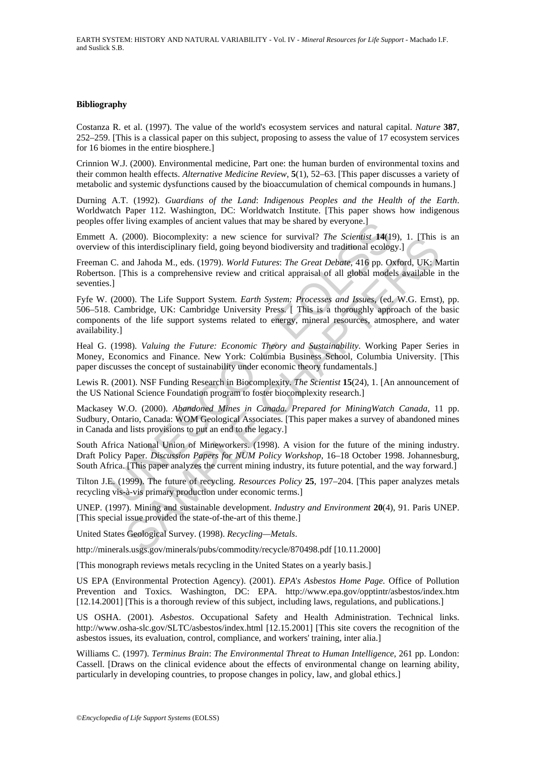### Bibliography

Costanza R. et al. (1997). The value of the world's ecosystem services and natural capital. *Nature* **387**, 252–259. [This is a classical paper on this subject, proposing to assess the value of 17 ecosystem services for 16 biomes in the entire biosphere.]

Crinnion W.J. (2000). Environmental medicine, Part one: the human burden of environmental toxins and their common health effects. *Alternative Medicine Review*, **5**(1), 52–63. [This paper discusses a variety of metabolic and systemic dysfunctions caused by the bioaccumulation of chemical compounds in humans.]

Durning A.T. (1992). *Guardians of the Land*: *Indigenous Peoples and the Health of the Earth*. Worldwatch Paper 112. Washington, DC: Worldwatch Institute. [This paper shows how indigenous peoples offer living examples of ancient values that may be shared by everyone.]

Emmett A. (2000). Biocomplexity: a new science for survival? *The Scientist* **14**(19), 1. [This is an overview of this interdisciplinary field, going beyond biodiversity and traditional ecology.]

Freeman C. and Jahoda M., eds. (1979). *World Futures*: *The Great Debate*, 416 pp. Oxford, UK: Martin Robertson. [This is a comprehensive review and critical appraisal of all global models available in the seventies.]

Fyfe W. (2000). The Life Support System. *Earth System: Processes and Issues*, (ed. W.G. Ernst), pp. 506–518. Cambridge, UK: Cambridge University Press. [ This is a thoroughly approach of the basic components of the life support systems related to energy, mineral resources, atmosphere, and water availability.]

Heal G. (1998). *Valuing the Future: Economic Theory and Sustainability*. Working Paper Series in Money, Economics and Finance. New York: Columbia Business School, Columbia University. [This paper discusses the concept of sustainability under economic theory fundamentals.]

Lewis R. (2001). NSF Funding Research in Biocomplexity. *The Scientist* **15**(24), 1. [An announcement of the US National Science Foundation program to foster biocomplexity research.]

Mackasey W.O. (2000). *Abandoned Mines in Canada. Prepared for MiningWatch Canada*, 11 pp. Sudbury, Ontario, Canada: WOM Geological Associates. [This paper makes a survey of abandoned mines in Canada and lists provisions to put an end to the legacy.]

South Africa National Union of Mineworkers. (1998). A vision for the future of the mining industry. Draft Policy Paper. *Discussion Papers for NUM Policy Workshop*, 16–18 October 1998. Johannesburg, South Africa. [This paper analyzes the current mining industry, its future potential, and the way forward.]

Tilton J.E. (1999). The future of recycling. *Resources Policy* **25**, 197–204. [This paper analyzes metals recycling vis-à-vis primary production under economic terms.]

UNEP. (1997). Mining and sustainable development. *Industry and Environment* **20**(4), 91. Paris UNEP. [This special issue provided the state-of-the-art of this theme.]

United States Geological Survey. (1998). *Recycling—Metals*.

http://minerals.usgs.gov/minerals/pubs/commodity/recycle/870498.pdf [10.11.2000]

[This monograph reviews metals recycling in the United States on a yearly basis.]

US EPA (Environmental Protection Agency). (2001). *EPA's Asbestos Home Page*. Office of Pollution Prevention and Toxics. Washington, DC: EPA. http://www.epa.gov/opptintr/asbestos/index.htm [12.14.2001] [This is a thorough review of this subject, including laws, regulations, and publications.]

US OSHA. (2001). *Asbestos*. Occupational Safety and Health Administration. Technical links. http://www.osha-slc.gov/SLTC/asbestos/index.html [12.15.2001] [This site covers the recognition of the asbestos issues, its evaluation, control, compliance, and workers' training, inter alia.]

Williams C. (1997). *Terminus Brain*: *The Environmental Threat to Human Intelligence*, 261 pp. London: Cassell. [Draws on the clinical evidence about the effects of environmental change on learning ability, particularly in developing countries, to propose changes in policy, law, and global ethics.]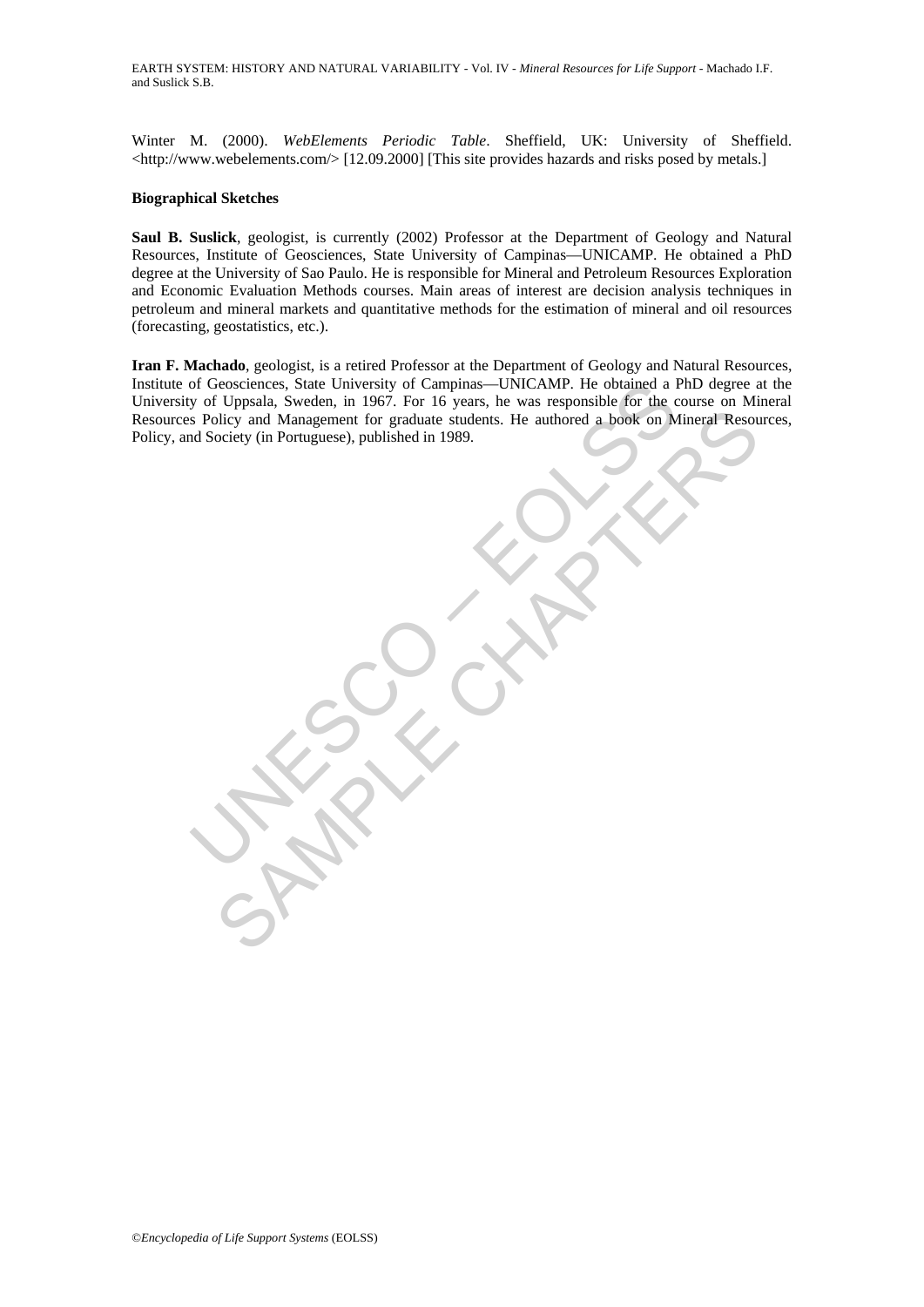Winter M. (2000). *WebElements Periodic Table*. Sheffield, UK: University of Sheffield. <http://www.webelements.com/> [12.09.2000] [This site provides hazards and risks posed by metals.]

### Biographical Sketches

**Saul B. Suslick**, geologist, is currently (2002) Professor at the Department of Geology and Natural Resources, Institute of Geosciences, State University of Campinas—UNICAMP. He obtained a PhD degree at the University of Sao Paulo. He is responsible for Mineral and Petroleum Resources Exploration and Economic Evaluation Methods courses. Main areas of interest are decision analysis techniques in petroleum and mineral markets and quantitative methods for the estimation of mineral and oil resources (forecasting, geostatistics, etc.).

**Iran F. Machado**, geologist, is a retired Professor at the Department of Geology and Natural Resources, Institute of Geosciences, State University of Campinas—UNICAMP. He obtained a PhD degree at the University of Uppsala, Sweden, in 1967. For 16 years, he was responsible for the course on Mineral Resources Policy and Management for graduate students. He authored a book on Mineral Resources, Policy, and Society (in Portuguese), published in 1989.